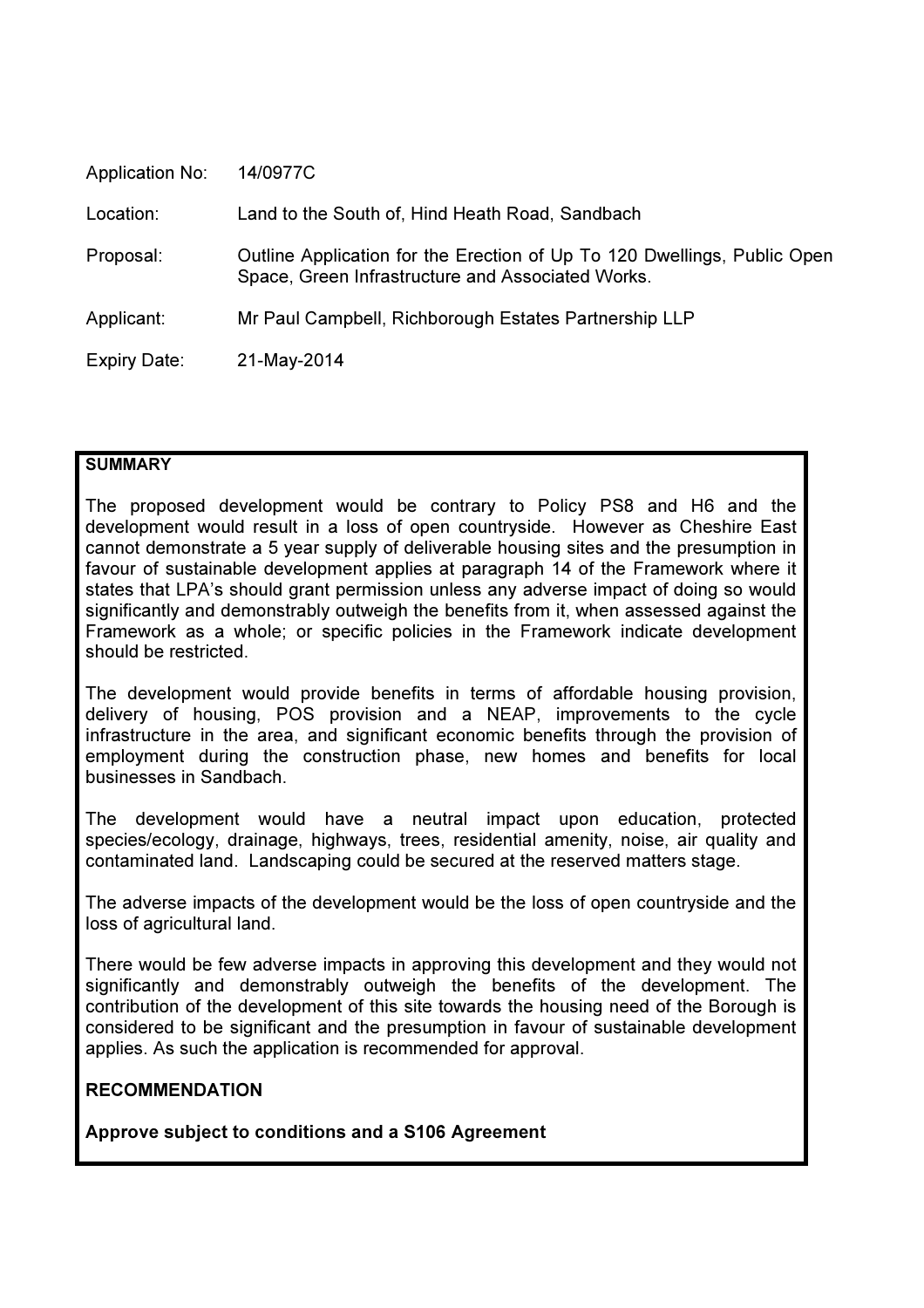Application No: 14/0977C

Location: Land to the South of, Hind Heath Road, Sandbach

Proposal: Outline Application for the Erection of Up To 120 Dwellings, Public Open Space, Green Infrastructure and Associated Works.

Applicant: Mr Paul Campbell, Richborough Estates Partnership LLP

Expiry Date: 21-May-2014

**SUMMARY**

The proposed development would be contrary to Policy PS8 and H6 and the development would result in a loss of open countryside. However as Cheshire East cannot demonstrate a 5 year supply of deliverable housing sites and the presumption in favour of sustainable development applies at paragraph 14 of the Framework where it states that LPA's should grant permission unless any adverse impact of doing so would significantly and demonstrably outweigh the benefits from it, when assessed against the Framework as a whole; or specific policies in the Framework indicate development should be restricted.

The development would provide benefits in terms of affordable housing provision, delivery of housing, POS provision and a NEAP, improvements to the cycle infrastructure in the area, and significant economic benefits through the provision of employment during the construction phase, new homes and benefits for local businesses in Sandbach.

The development would have a neutral impact upon education, protected species/ecology, drainage, highways, trees, residential amenity, noise, air quality and contaminated land. Landscaping could be secured at the reserved matters stage.

The adverse impacts of the development would be the loss of open countryside and the loss of agricultural land.

There would be few adverse impacts in approving this development and they would not significantly and demonstrably outweigh the benefits of the development. The contribution of the development of this site towards the housing need of the Borough is considered to be significant and the presumption in favour of sustainable development applies. As such the application is recommended for approval.

**RECOMMENDATION**

**Approve subject to conditions and a S106 Agreement**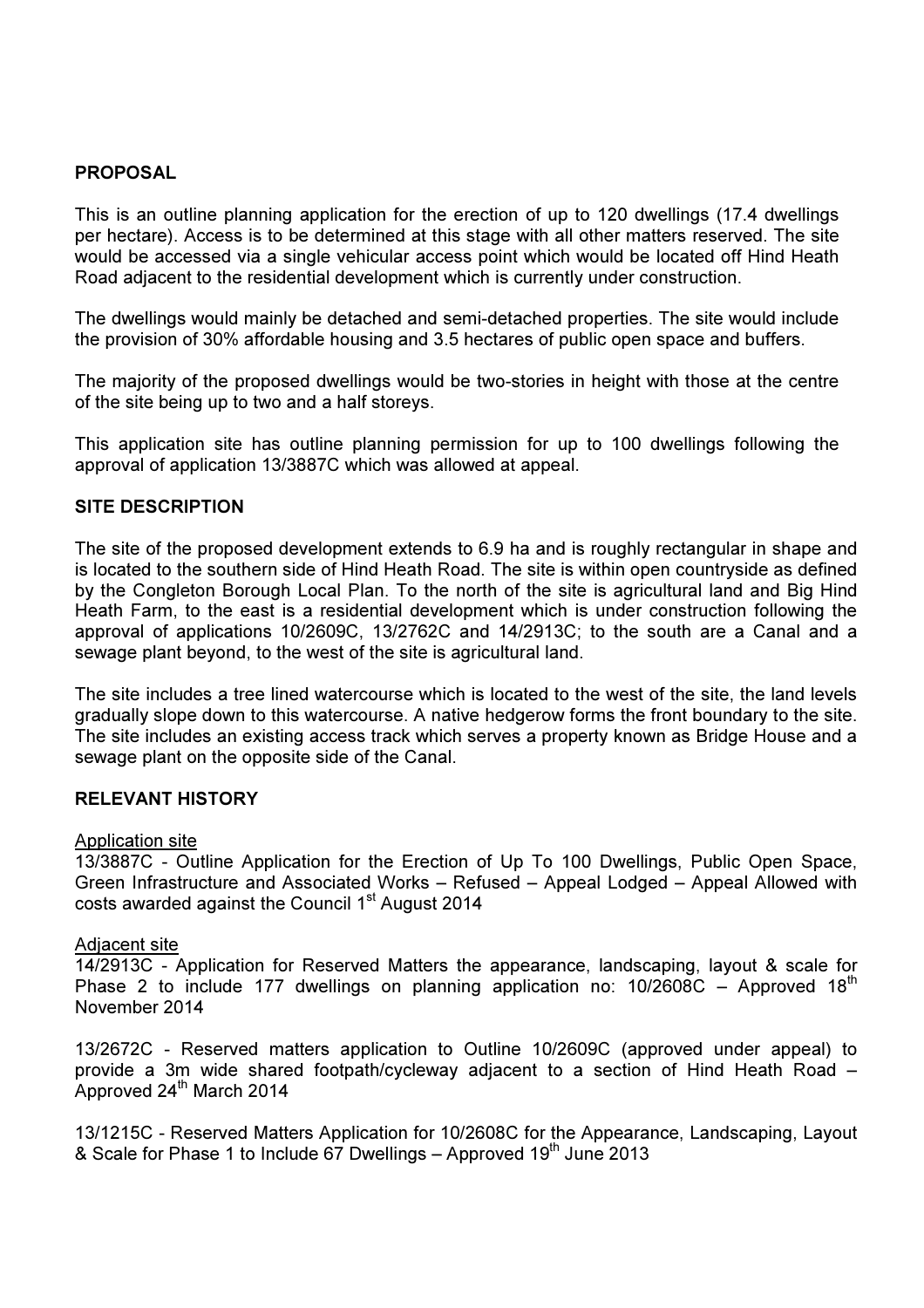## PROPOSAL

This is an outline planning application for the erection of up to 120 dwellings (17.4 dwellings per hectare). Access is to be determined at this stage with all other matters reserved. The site would be accessed via a single vehicular access point which would be located off Hind Heath Road adjacent to the residential development which is currently under construction.

The dwellings would mainly be detached and semi-detached properties. The site would include the provision of 30% affordable housing and 3.5 hectares of public open space and buffers.

The majority of the proposed dwellings would be two-stories in height with those at the centre of the site being up to two and a half storeys.

This application site has outline planning permission for up to 100 dwellings following the approval of application 13/3887C which was allowed at appeal.

## SITE DESCRIPTION

The site of the proposed development extends to 6.9 ha and is roughly rectangular in shape and is located to the southern side of Hind Heath Road. The site is within open countryside as defined by the Congleton Borough Local Plan. To the north of the site is agricultural land and Big Hind Heath Farm, to the east is a residential development which is under construction following the approval of applications 10/2609C, 13/2762C and 14/2913C; to the south are a Canal and a sewage plant beyond, to the west of the site is agricultural land.

The site includes a tree lined watercourse which is located to the west of the site, the land levels gradually slope down to this watercourse. A native hedgerow forms the front boundary to the site. The site includes an existing access track which serves a property known as Bridge House and a sewage plant on the opposite side of the Canal.

## RELEVANT HISTORY

Application site

13/3887C - Outline Application for the Erection of Up To 100 Dwellings, Public Open Space, Green Infrastructure and Associated Works – Refused – Appeal Lodged – Appeal Allowed with costs awarded against the Council 1st August 2014

Adjacent site

14/2913C - Application for Reserved Matters the appearance, landscaping, layout & scale for Phase 2 to include 177 dwellings on planning application no: 10/2608C – Approved 18th November 2014

13/2672C - Reserved matters application to Outline 10/2609C (approved under appeal) to provide a 3m wide shared footpath/cycleway adjacent to a section of Hind Heath Road – Approved 24th March 2014

13/1215C - Reserved Matters Application for 10/2608C for the Appearance, Landscaping, Layout & Scale for Phase 1 to Include 67 Dwellings – Approved 19th June 2013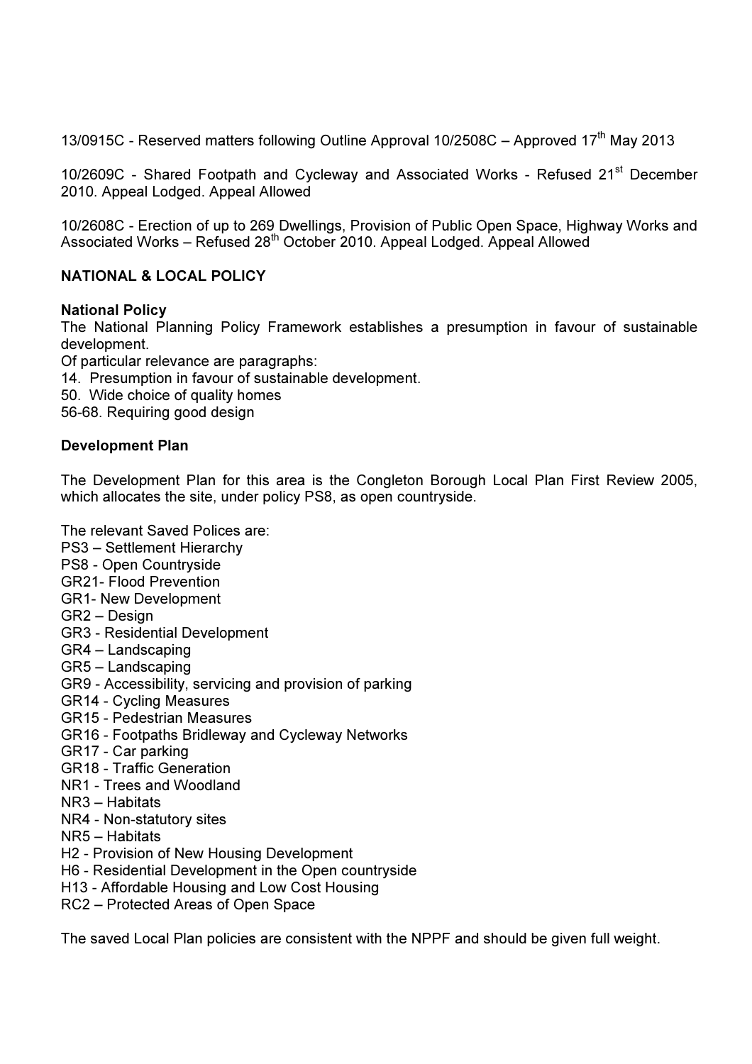13/0915C - Reserved matters following Outline Approval 10/2508C – Approved 17th May 2013

10/2609C - Shared Footpath and Cycleway and Associated Works - Refused 21st December 2010. Appeal Lodged. Appeal Allowed

10/2608C - Erection of up to 269 Dwellings, Provision of Public Open Space, Highway Works and Associated Works – Refused 28th October 2010. Appeal Lodged. Appeal Allowed

## NATIONAL & LOCAL POLICY

### National Policy

The National Planning Policy Framework establishes a presumption in favour of sustainable development.
Of particular relevance are paragraphs:
14. Presumption in favour of sustainable development.
50. Wide choice of quality homes
56-68. Requiring good design

### Development Plan

The Development Plan for this area is the Congleton Borough Local Plan First Review 2005, which allocates the site, under policy PS8, as open countryside.

The relevant Saved Polices are:
PS3 – Settlement Hierarchy
PS8 - Open Countryside
GR21- Flood Prevention
GR1- New Development
GR2 – Design
GR3 - Residential Development
GR4 – Landscaping
GR5 – Landscaping
GR9 - Accessibility, servicing and provision of parking
GR14 - Cycling Measures
GR15 - Pedestrian Measures
GR16 - Footpaths Bridleway and Cycleway Networks
GR17 - Car parking
GR18 - Traffic Generation
NR1 - Trees and Woodland
NR3 – Habitats
NR4 - Non-statutory sites
NR5 – Habitats
H2 - Provision of New Housing Development
H6 - Residential Development in the Open countryside
H13 - Affordable Housing and Low Cost Housing
RC2 – Protected Areas of Open Space

The saved Local Plan policies are consistent with the NPPF and should be given full weight.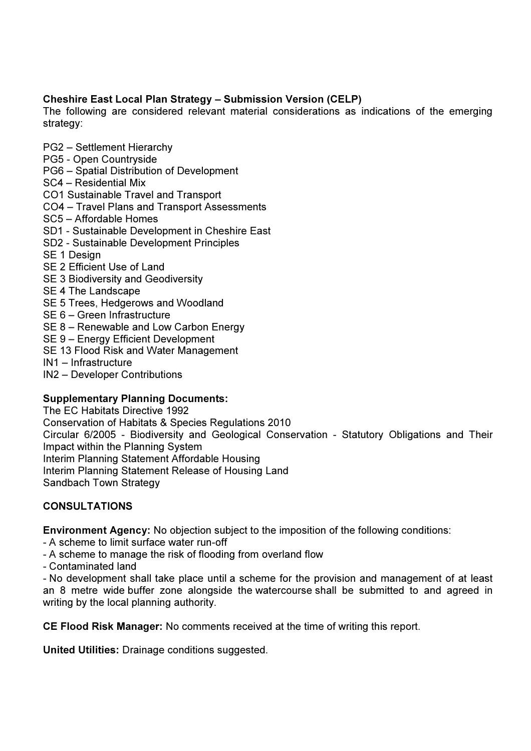**Cheshire East Local Plan Strategy – Submission Version (CELP)**
The following are considered relevant material considerations as indications of the emerging strategy:

PG2 – Settlement Hierarchy
PG5 - Open Countryside
PG6 – Spatial Distribution of Development
SC4 – Residential Mix
CO1 Sustainable Travel and Transport
CO4 – Travel Plans and Transport Assessments
SC5 – Affordable Homes
SD1 - Sustainable Development in Cheshire East
SD2 - Sustainable Development Principles
SE 1 Design
SE 2 Efficient Use of Land
SE 3 Biodiversity and Geodiversity
SE 4 The Landscape
SE 5 Trees, Hedgerows and Woodland
SE 6 – Green Infrastructure
SE 8 – Renewable and Low Carbon Energy
SE 9 – Energy Efficient Development
SE 13 Flood Risk and Water Management
IN1 – Infrastructure
IN2 – Developer Contributions

**Supplementary Planning Documents:**
The EC Habitats Directive 1992
Conservation of Habitats & Species Regulations 2010
Circular 6/2005 - Biodiversity and Geological Conservation - Statutory Obligations and Their Impact within the Planning System
Interim Planning Statement Affordable Housing
Interim Planning Statement Release of Housing Land
Sandbach Town Strategy

**CONSULTATIONS**

**Environment Agency:** No objection subject to the imposition of the following conditions:
- A scheme to limit surface water run-off
- A scheme to manage the risk of flooding from overland flow
- Contaminated land
- No development shall take place until a scheme for the provision and management of at least an 8 metre wide buffer zone alongside the watercourse shall be submitted to and agreed in writing by the local planning authority.

**CE Flood Risk Manager:** No comments received at the time of writing this report.

**United Utilities:** Drainage conditions suggested.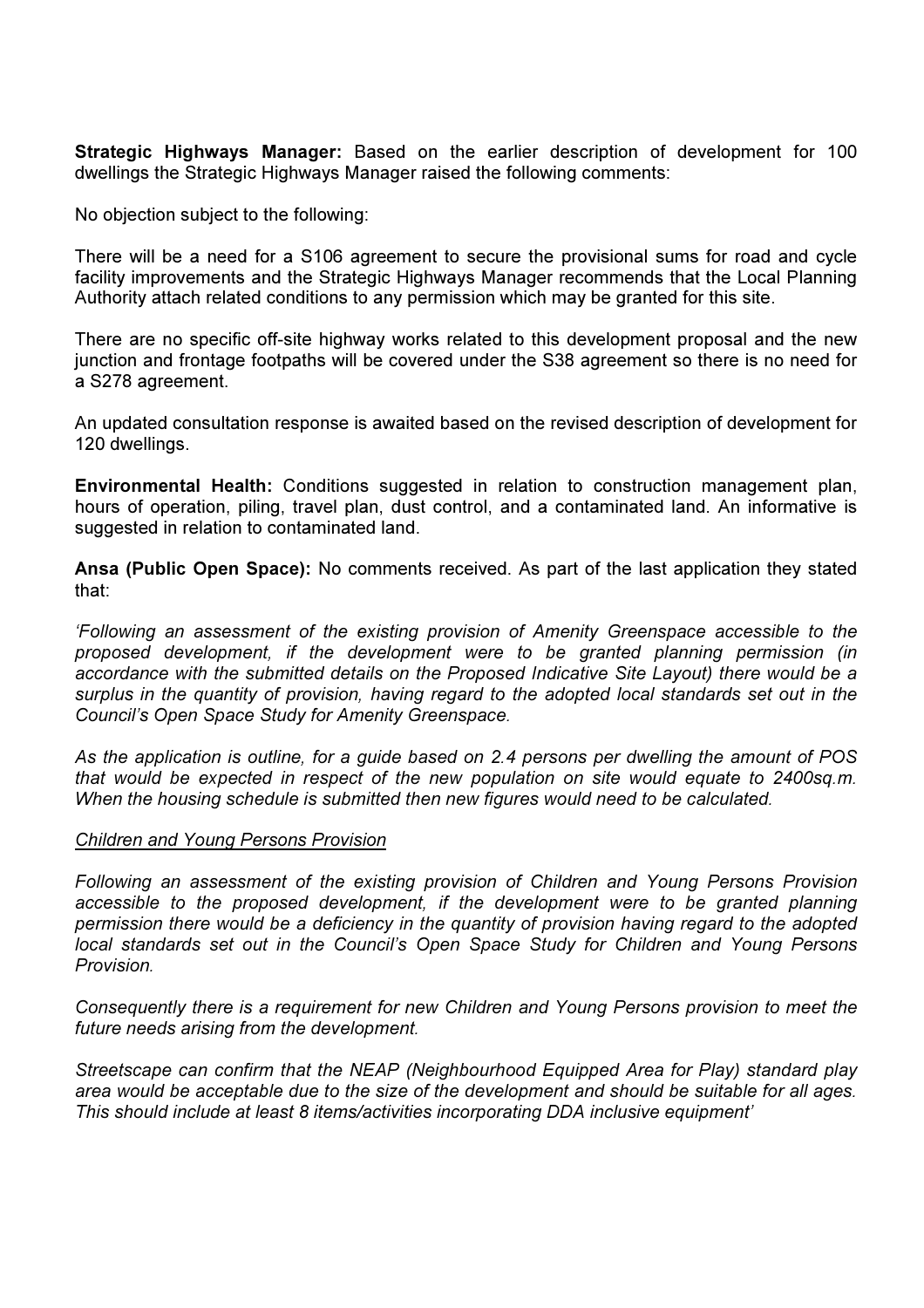**Strategic Highways Manager:** Based on the earlier description of development for 100 dwellings the Strategic Highways Manager raised the following comments:

No objection subject to the following:

There will be a need for a S106 agreement to secure the provisional sums for road and cycle facility improvements and the Strategic Highways Manager recommends that the Local Planning Authority attach related conditions to any permission which may be granted for this site.

There are no specific off-site highway works related to this development proposal and the new junction and frontage footpaths will be covered under the S38 agreement so there is no need for a S278 agreement.

An updated consultation response is awaited based on the revised description of development for 120 dwellings.

**Environmental Health:** Conditions suggested in relation to construction management plan, hours of operation, piling, travel plan, dust control, and a contaminated land. An informative is suggested in relation to contaminated land.

**Ansa (Public Open Space):** No comments received. As part of the last application they stated that:

*'Following an assessment of the existing provision of Amenity Greenspace accessible to the proposed development, if the development were to be granted planning permission (in accordance with the submitted details on the Proposed Indicative Site Layout) there would be a surplus in the quantity of provision, having regard to the adopted local standards set out in the Council's Open Space Study for Amenity Greenspace.*

*As the application is outline, for a guide based on 2.4 persons per dwelling the amount of POS that would be expected in respect of the new population on site would equate to 2400sq.m. When the housing schedule is submitted then new figures would need to be calculated.*

*Children and Young Persons Provision*

*Following an assessment of the existing provision of Children and Young Persons Provision accessible to the proposed development, if the development were to be granted planning permission there would be a deficiency in the quantity of provision having regard to the adopted local standards set out in the Council's Open Space Study for Children and Young Persons Provision.*

*Consequently there is a requirement for new Children and Young Persons provision to meet the future needs arising from the development.*

*Streetscape can confirm that the NEAP (Neighbourhood Equipped Area for Play) standard play area would be acceptable due to the size of the development and should be suitable for all ages. This should include at least 8 items/activities incorporating DDA inclusive equipment'*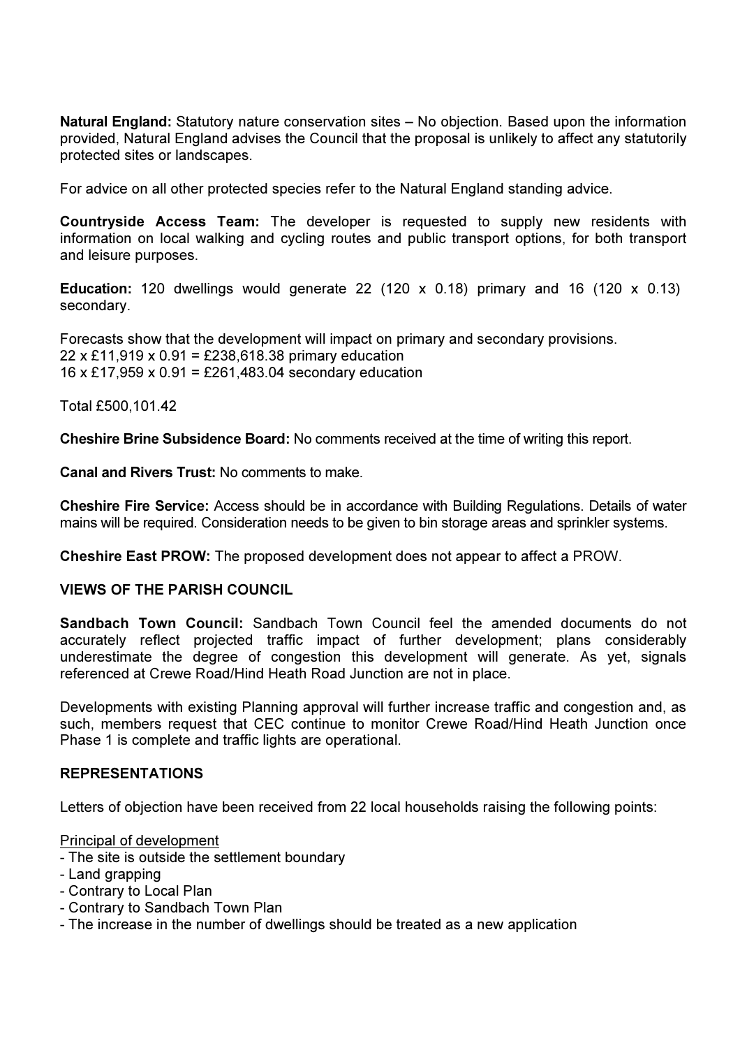**Natural England:** Statutory nature conservation sites – No objection. Based upon the information provided, Natural England advises the Council that the proposal is unlikely to affect any statutorily protected sites or landscapes.

For advice on all other protected species refer to the Natural England standing advice.

**Countryside Access Team:** The developer is requested to supply new residents with information on local walking and cycling routes and public transport options, for both transport and leisure purposes.

**Education:** 120 dwellings would generate 22 (120 x 0.18) primary and 16 (120 x 0.13) secondary.

Forecasts show that the development will impact on primary and secondary provisions.
22 x £11,919 x 0.91 = £238,618.38 primary education
16 x £17,959 x 0.91 = £261,483.04 secondary education

Total £500,101.42

**Cheshire Brine Subsidence Board:** No comments received at the time of writing this report.

**Canal and Rivers Trust:** No comments to make.

**Cheshire Fire Service:** Access should be in accordance with Building Regulations. Details of water mains will be required. Consideration needs to be given to bin storage areas and sprinkler systems.

**Cheshire East PROW:** The proposed development does not appear to affect a PROW.

**VIEWS OF THE PARISH COUNCIL**

**Sandbach Town Council:** Sandbach Town Council feel the amended documents do not accurately reflect projected traffic impact of further development; plans considerably underestimate the degree of congestion this development will generate. As yet, signals referenced at Crewe Road/Hind Heath Road Junction are not in place.

Developments with existing Planning approval will further increase traffic and congestion and, as such, members request that CEC continue to monitor Crewe Road/Hind Heath Junction once Phase 1 is complete and traffic lights are operational.

**REPRESENTATIONS**

Letters of objection have been received from 22 local households raising the following points:

Principal of development
- The site is outside the settlement boundary
- Land grapping
- Contrary to Local Plan
- Contrary to Sandbach Town Plan
- The increase in the number of dwellings should be treated as a new application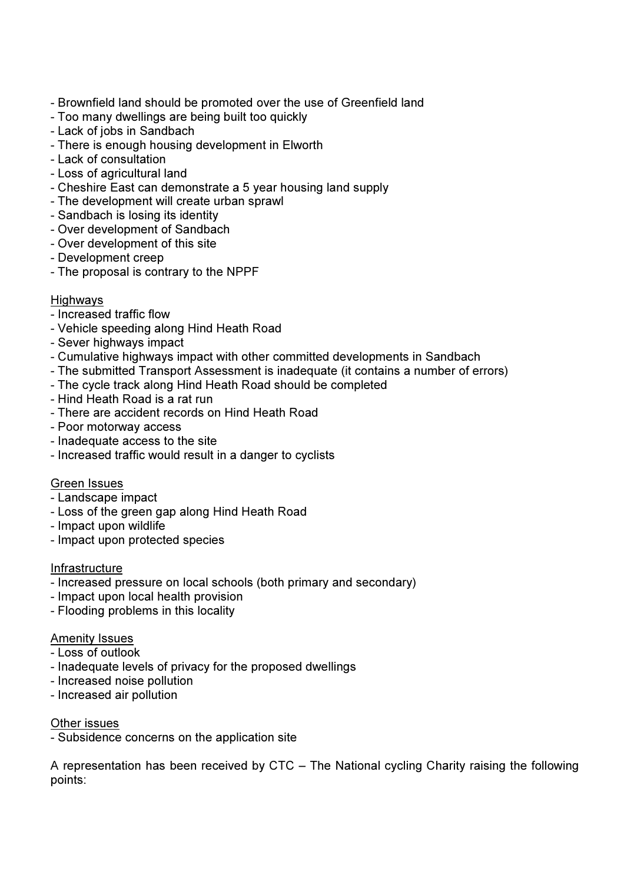- Brownfield land should be promoted over the use of Greenfield land
- Too many dwellings are being built too quickly
- Lack of jobs in Sandbach
- There is enough housing development in Elworth
- Lack of consultation
- Loss of agricultural land
- Cheshire East can demonstrate a 5 year housing land supply
- The development will create urban sprawl
- Sandbach is losing its identity
- Over development of Sandbach
- Over development of this site
- Development creep
- The proposal is contrary to the NPPF

<u>Highways</u>

- Increased traffic flow
- Vehicle speeding along Hind Heath Road
- Sever highways impact
- Cumulative highways impact with other committed developments in Sandbach
- The submitted Transport Assessment is inadequate (it contains a number of errors)
- The cycle track along Hind Heath Road should be completed
- Hind Heath Road is a rat run
- There are accident records on Hind Heath Road
- Poor motorway access
- Inadequate access to the site
- Increased traffic would result in a danger to cyclists

<u>Green Issues</u>

- Landscape impact
- Loss of the green gap along Hind Heath Road
- Impact upon wildlife
- Impact upon protected species

<u>Infrastructure</u>

- Increased pressure on local schools (both primary and secondary)
- Impact upon local health provision
- Flooding problems in this locality

<u>Amenity Issues</u>

- Loss of outlook
- Inadequate levels of privacy for the proposed dwellings
- Increased noise pollution
- Increased air pollution

<u>Other issues</u>

- Subsidence concerns on the application site

A representation has been received by CTC – The National cycling Charity raising the following points: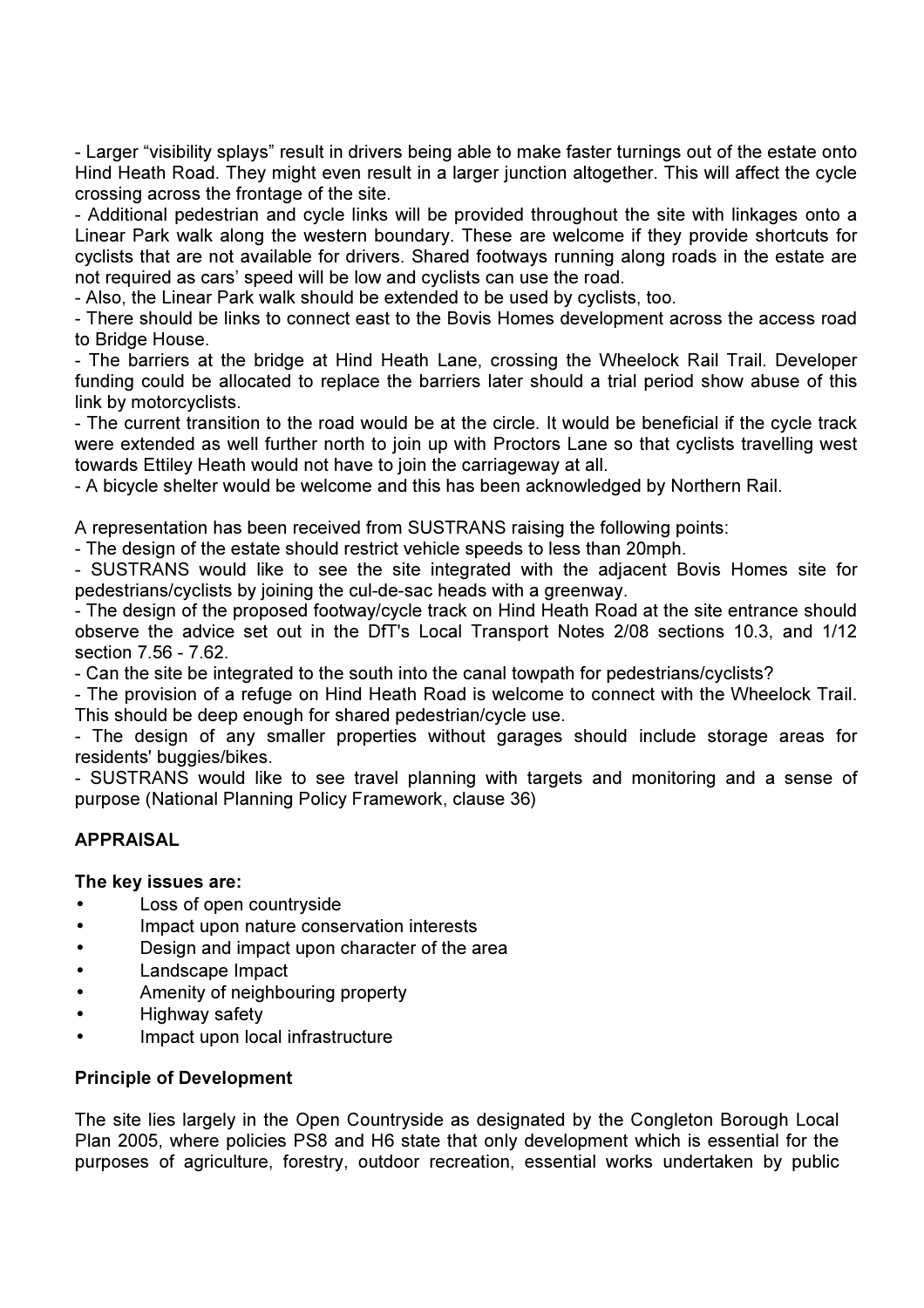- Larger “visibility splays” result in drivers being able to make faster turnings out of the estate onto Hind Heath Road. They might even result in a larger junction altogether. This will affect the cycle crossing across the frontage of the site.
- Additional pedestrian and cycle links will be provided throughout the site with linkages onto a Linear Park walk along the western boundary. These are welcome if they provide shortcuts for cyclists that are not available for drivers. Shared footways running along roads in the estate are not required as cars' speed will be low and cyclists can use the road.
- Also, the Linear Park walk should be extended to be used by cyclists, too.
- There should be links to connect east to the Bovis Homes development across the access road to Bridge House.
- The barriers at the bridge at Hind Heath Lane, crossing the Wheelock Rail Trail. Developer funding could be allocated to replace the barriers later should a trial period show abuse of this link by motorcyclists.
- The current transition to the road would be at the circle. It would be beneficial if the cycle track were extended as well further north to join up with Proctors Lane so that cyclists travelling west towards Ettiley Heath would not have to join the carriageway at all.
- A bicycle shelter would be welcome and this has been acknowledged by Northern Rail.

A representation has been received from SUSTRANS raising the following points:
- The design of the estate should restrict vehicle speeds to less than 20mph.
- SUSTRANS would like to see the site integrated with the adjacent Bovis Homes site for pedestrians/cyclists by joining the cul-de-sac heads with a greenway.
- The design of the proposed footway/cycle track on Hind Heath Road at the site entrance should observe the advice set out in the DfT's Local Transport Notes 2/08 sections 10.3, and 1/12 section 7.56 - 7.62.
- Can the site be integrated to the south into the canal towpath for pedestrians/cyclists?
- The provision of a refuge on Hind Heath Road is welcome to connect with the Wheelock Trail. This should be deep enough for shared pedestrian/cycle use.
- The design of any smaller properties without garages should include storage areas for residents' buggies/bikes.
- SUSTRANS would like to see travel planning with targets and monitoring and a sense of purpose (National Planning Policy Framework, clause 36)

## APPRAISAL

**The key issues are:**

- Loss of open countryside
- Impact upon nature conservation interests
- Design and impact upon character of the area
- Landscape Impact
- Amenity of neighbouring property
- Highway safety
- Impact upon local infrastructure

### Principle of Development

The site lies largely in the Open Countryside as designated by the Congleton Borough Local Plan 2005, where policies PS8 and H6 state that only development which is essential for the purposes of agriculture, forestry, outdoor recreation, essential works undertaken by public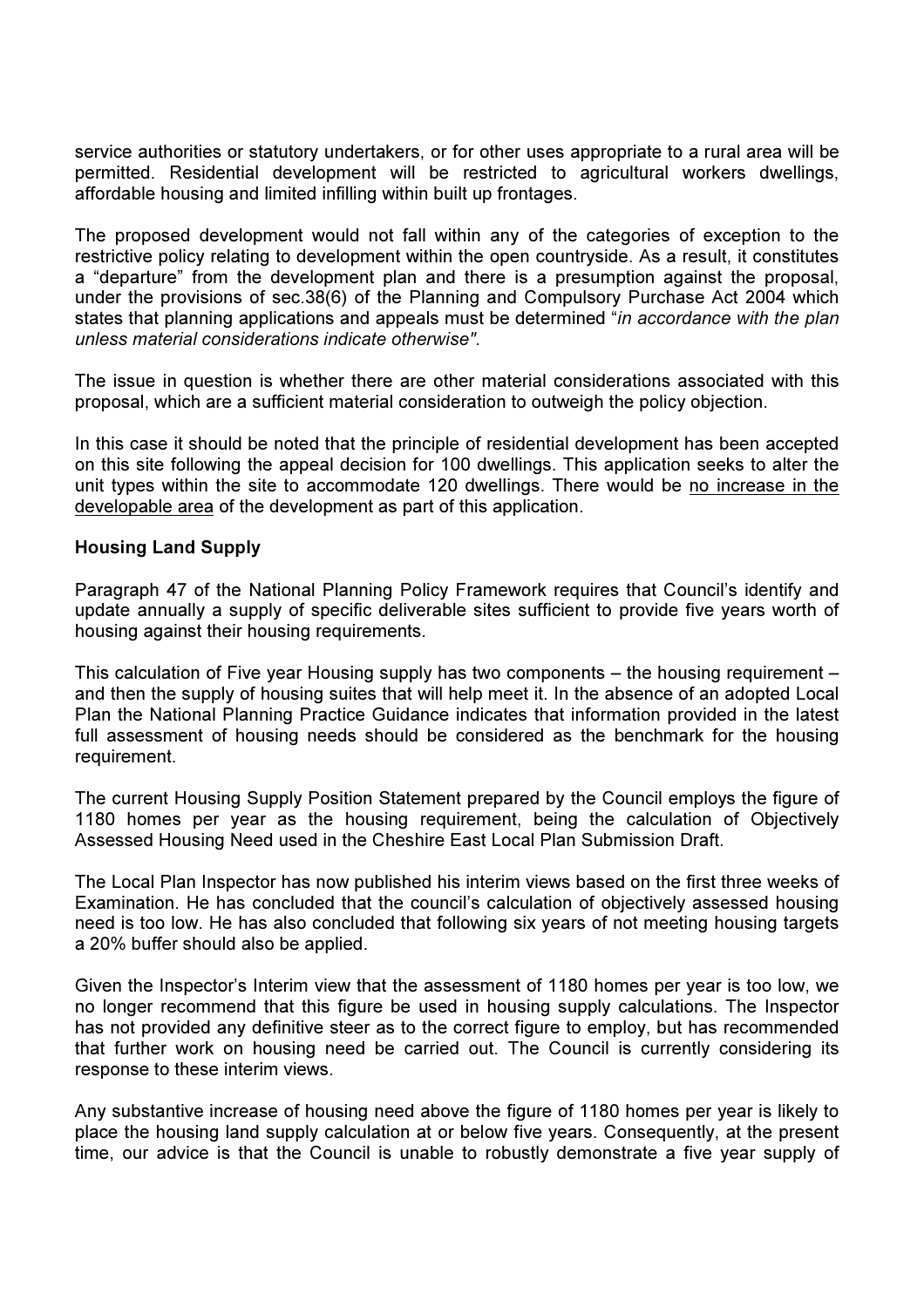service authorities or statutory undertakers, or for other uses appropriate to a rural area will be permitted. Residential development will be restricted to agricultural workers dwellings, affordable housing and limited infilling within built up frontages.

The proposed development would not fall within any of the categories of exception to the restrictive policy relating to development within the open countryside. As a result, it constitutes a “departure” from the development plan and there is a presumption against the proposal, under the provisions of sec.38(6) of the Planning and Compulsory Purchase Act 2004 which states that planning applications and appeals must be determined “*in accordance with the plan unless material considerations indicate otherwise"*.

The issue in question is whether there are other material considerations associated with this proposal, which are a sufficient material consideration to outweigh the policy objection.

In this case it should be noted that the principle of residential development has been accepted on this site following the appeal decision for 100 dwellings. This application seeks to alter the unit types within the site to accommodate 120 dwellings. There would be <u>no increase in the developable area</u> of the development as part of this application.

**Housing Land Supply**

Paragraph 47 of the National Planning Policy Framework requires that Council’s identify and update annually a supply of specific deliverable sites sufficient to provide five years worth of housing against their housing requirements.

This calculation of Five year Housing supply has two components – the housing requirement – and then the supply of housing suites that will help meet it. In the absence of an adopted Local Plan the National Planning Practice Guidance indicates that information provided in the latest full assessment of housing needs should be considered as the benchmark for the housing requirement.

The current Housing Supply Position Statement prepared by the Council employs the figure of 1180 homes per year as the housing requirement, being the calculation of Objectively Assessed Housing Need used in the Cheshire East Local Plan Submission Draft.

The Local Plan Inspector has now published his interim views based on the first three weeks of Examination. He has concluded that the council’s calculation of objectively assessed housing need is too low. He has also concluded that following six years of not meeting housing targets a 20% buffer should also be applied.

Given the Inspector’s Interim view that the assessment of 1180 homes per year is too low, we no longer recommend that this figure be used in housing supply calculations. The Inspector has not provided any definitive steer as to the correct figure to employ, but has recommended that further work on housing need be carried out. The Council is currently considering its response to these interim views.

Any substantive increase of housing need above the figure of 1180 homes per year is likely to place the housing land supply calculation at or below five years. Consequently, at the present time, our advice is that the Council is unable to robustly demonstrate a five year supply of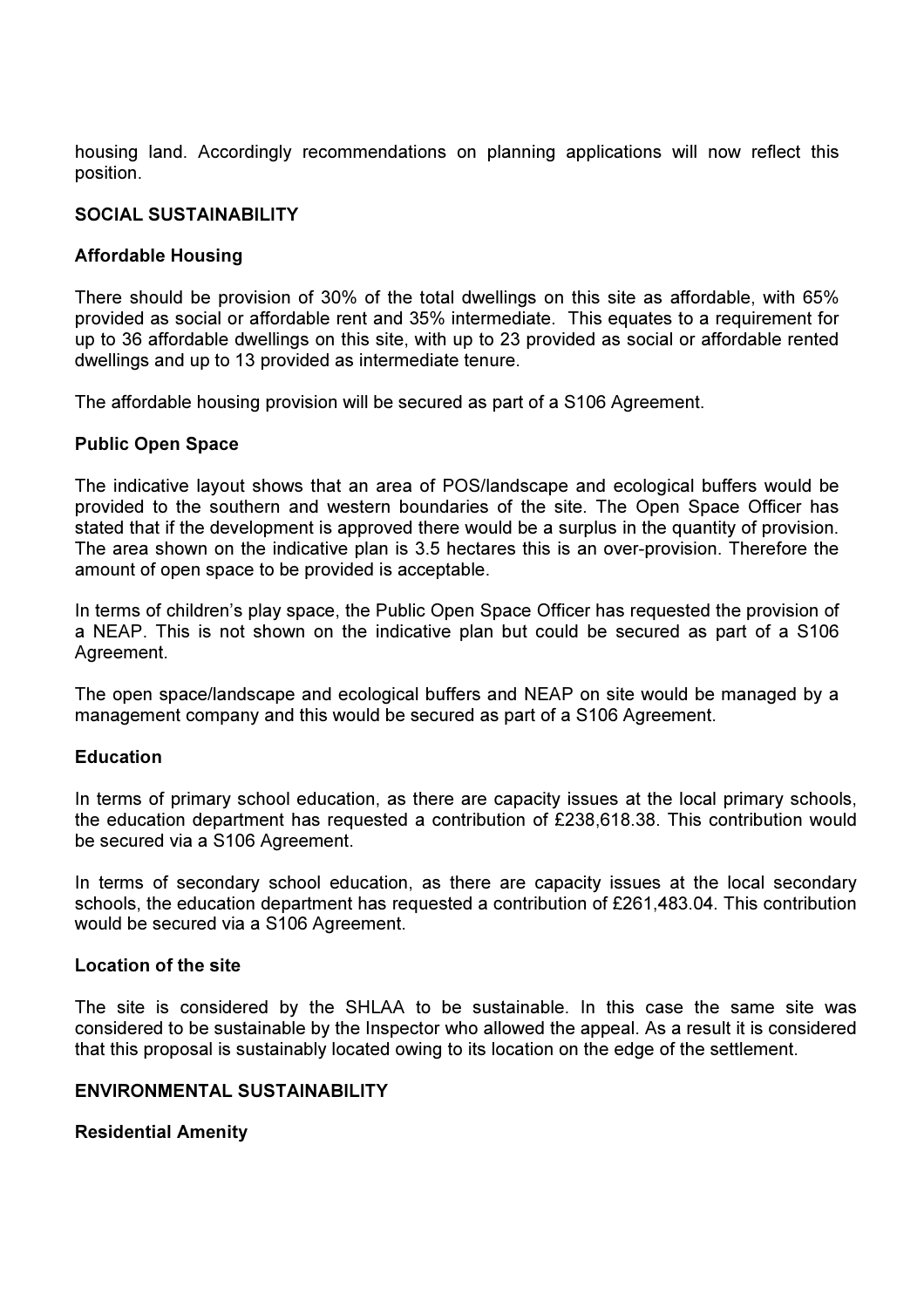housing land. Accordingly recommendations on planning applications will now reflect this position.

## SOCIAL SUSTAINABILITY

### Affordable Housing

There should be provision of 30% of the total dwellings on this site as affordable, with 65% provided as social or affordable rent and 35% intermediate. This equates to a requirement for up to 36 affordable dwellings on this site, with up to 23 provided as social or affordable rented dwellings and up to 13 provided as intermediate tenure.

The affordable housing provision will be secured as part of a S106 Agreement.

### Public Open Space

The indicative layout shows that an area of POS/landscape and ecological buffers would be provided to the southern and western boundaries of the site. The Open Space Officer has stated that if the development is approved there would be a surplus in the quantity of provision. The area shown on the indicative plan is 3.5 hectares this is an over-provision. Therefore the amount of open space to be provided is acceptable.

In terms of children's play space, the Public Open Space Officer has requested the provision of a NEAP. This is not shown on the indicative plan but could be secured as part of a S106 Agreement.

The open space/landscape and ecological buffers and NEAP on site would be managed by a management company and this would be secured as part of a S106 Agreement.

### Education

In terms of primary school education, as there are capacity issues at the local primary schools, the education department has requested a contribution of £238,618.38. This contribution would be secured via a S106 Agreement.

In terms of secondary school education, as there are capacity issues at the local secondary schools, the education department has requested a contribution of £261,483.04. This contribution would be secured via a S106 Agreement.

### Location of the site

The site is considered by the SHLAA to be sustainable. In this case the same site was considered to be sustainable by the Inspector who allowed the appeal. As a result it is considered that this proposal is sustainably located owing to its location on the edge of the settlement.

## ENVIRONMENTAL SUSTAINABILITY

### Residential Amenity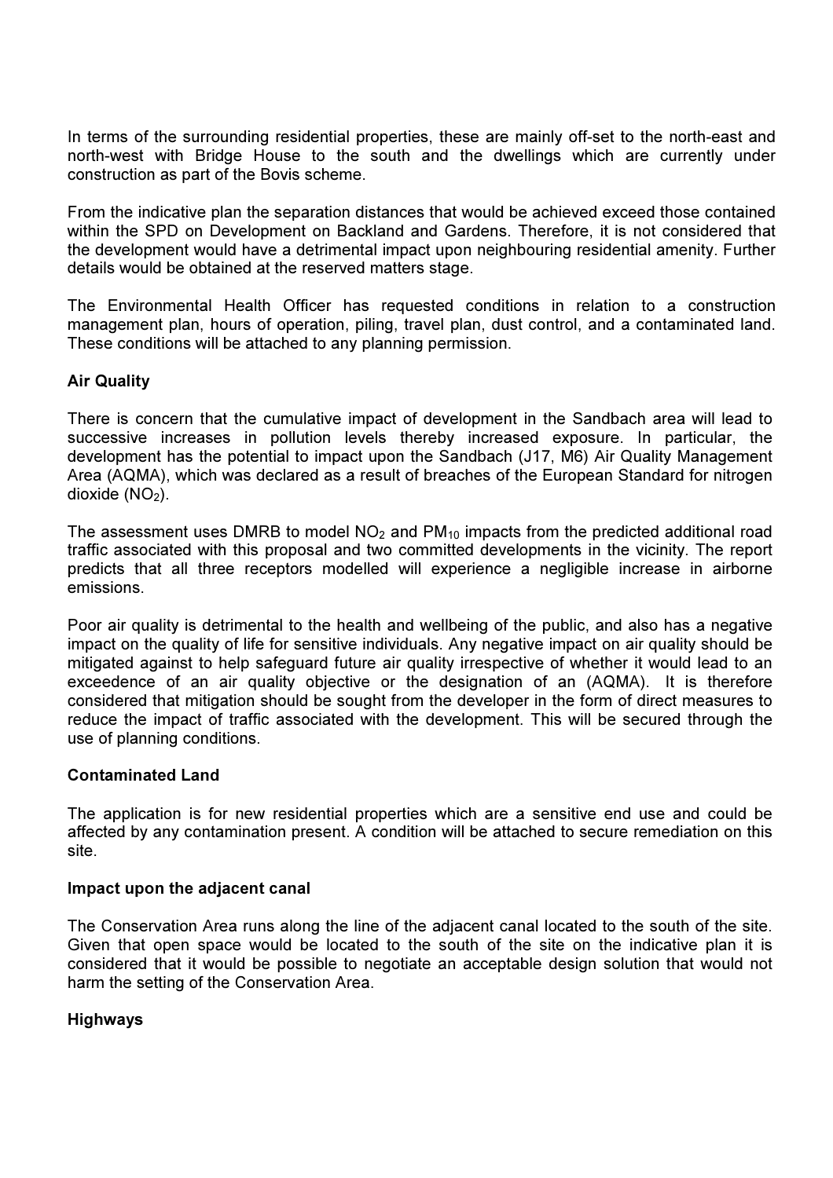In terms of the surrounding residential properties, these are mainly off-set to the north-east and north-west with Bridge House to the south and the dwellings which are currently under construction as part of the Bovis scheme.

From the indicative plan the separation distances that would be achieved exceed those contained within the SPD on Development on Backland and Gardens. Therefore, it is not considered that the development would have a detrimental impact upon neighbouring residential amenity. Further details would be obtained at the reserved matters stage.

The Environmental Health Officer has requested conditions in relation to a construction management plan, hours of operation, piling, travel plan, dust control, and a contaminated land. These conditions will be attached to any planning permission.

**Air Quality**

There is concern that the cumulative impact of development in the Sandbach area will lead to successive increases in pollution levels thereby increased exposure. In particular, the development has the potential to impact upon the Sandbach (J17, M6) Air Quality Management Area (AQMA), which was declared as a result of breaches of the European Standard for nitrogen dioxide ($NO_2$).

The assessment uses DMRB to model $NO_2$ and $PM_{10}$ impacts from the predicted additional road traffic associated with this proposal and two committed developments in the vicinity. The report predicts that all three receptors modelled will experience a negligible increase in airborne emissions.

Poor air quality is detrimental to the health and wellbeing of the public, and also has a negative impact on the quality of life for sensitive individuals. Any negative impact on air quality should be mitigated against to help safeguard future air quality irrespective of whether it would lead to an exceedence of an air quality objective or the designation of an (AQMA). It is therefore considered that mitigation should be sought from the developer in the form of direct measures to reduce the impact of traffic associated with the development. This will be secured through the use of planning conditions.

**Contaminated Land**

The application is for new residential properties which are a sensitive end use and could be affected by any contamination present. A condition will be attached to secure remediation on this site.

**Impact upon the adjacent canal**

The Conservation Area runs along the line of the adjacent canal located to the south of the site. Given that open space would be located to the south of the site on the indicative plan it is considered that it would be possible to negotiate an acceptable design solution that would not harm the setting of the Conservation Area.

**Highways**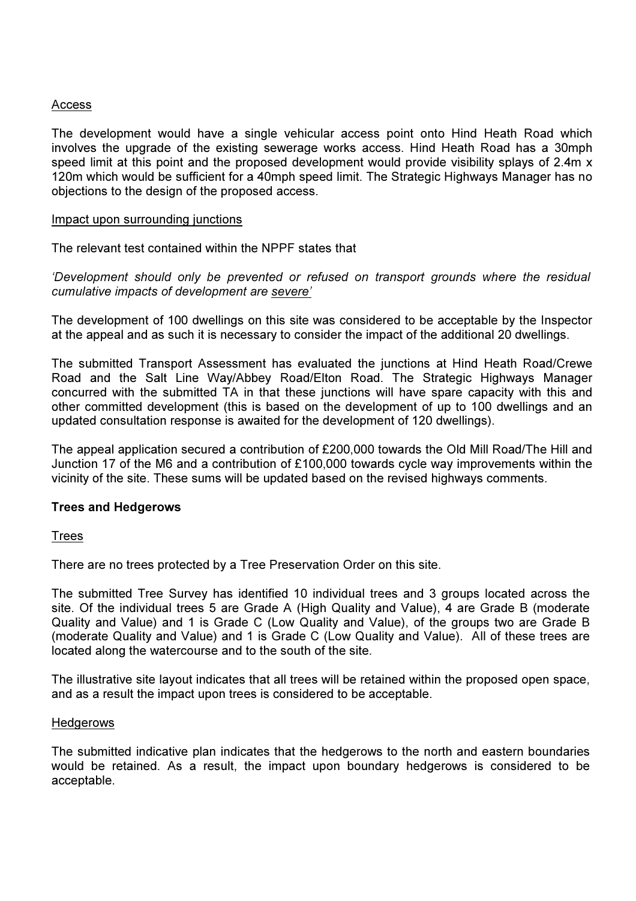<u>Access</u>

The development would have a single vehicular access point onto Hind Heath Road which involves the upgrade of the existing sewerage works access. Hind Heath Road has a 30mph speed limit at this point and the proposed development would provide visibility splays of 2.4m x 120m which would be sufficient for a 40mph speed limit. The Strategic Highways Manager has no objections to the design of the proposed access.

<u>Impact upon surrounding junctions</u>

The relevant test contained within the NPPF states that

*'Development should only be prevented or refused on transport grounds where the residual cumulative impacts of development are <u>severe</u>'*

The development of 100 dwellings on this site was considered to be acceptable by the Inspector at the appeal and as such it is necessary to consider the impact of the additional 20 dwellings.

The submitted Transport Assessment has evaluated the junctions at Hind Heath Road/Crewe Road and the Salt Line Way/Abbey Road/Elton Road. The Strategic Highways Manager concurred with the submitted TA in that these junctions will have spare capacity with this and other committed development (this is based on the development of up to 100 dwellings and an updated consultation response is awaited for the development of 120 dwellings).

The appeal application secured a contribution of £200,000 towards the Old Mill Road/The Hill and Junction 17 of the M6 and a contribution of £100,000 towards cycle way improvements within the vicinity of the site. These sums will be updated based on the revised highways comments.

**Trees and Hedgerows**

<u>Trees</u>

There are no trees protected by a Tree Preservation Order on this site.

The submitted Tree Survey has identified 10 individual trees and 3 groups located across the site. Of the individual trees 5 are Grade A (High Quality and Value), 4 are Grade B (moderate Quality and Value) and 1 is Grade C (Low Quality and Value), of the groups two are Grade B (moderate Quality and Value) and 1 is Grade C (Low Quality and Value). All of these trees are located along the watercourse and to the south of the site.

The illustrative site layout indicates that all trees will be retained within the proposed open space, and as a result the impact upon trees is considered to be acceptable.

<u>Hedgerows</u>

The submitted indicative plan indicates that the hedgerows to the north and eastern boundaries would be retained. As a result, the impact upon boundary hedgerows is considered to be acceptable.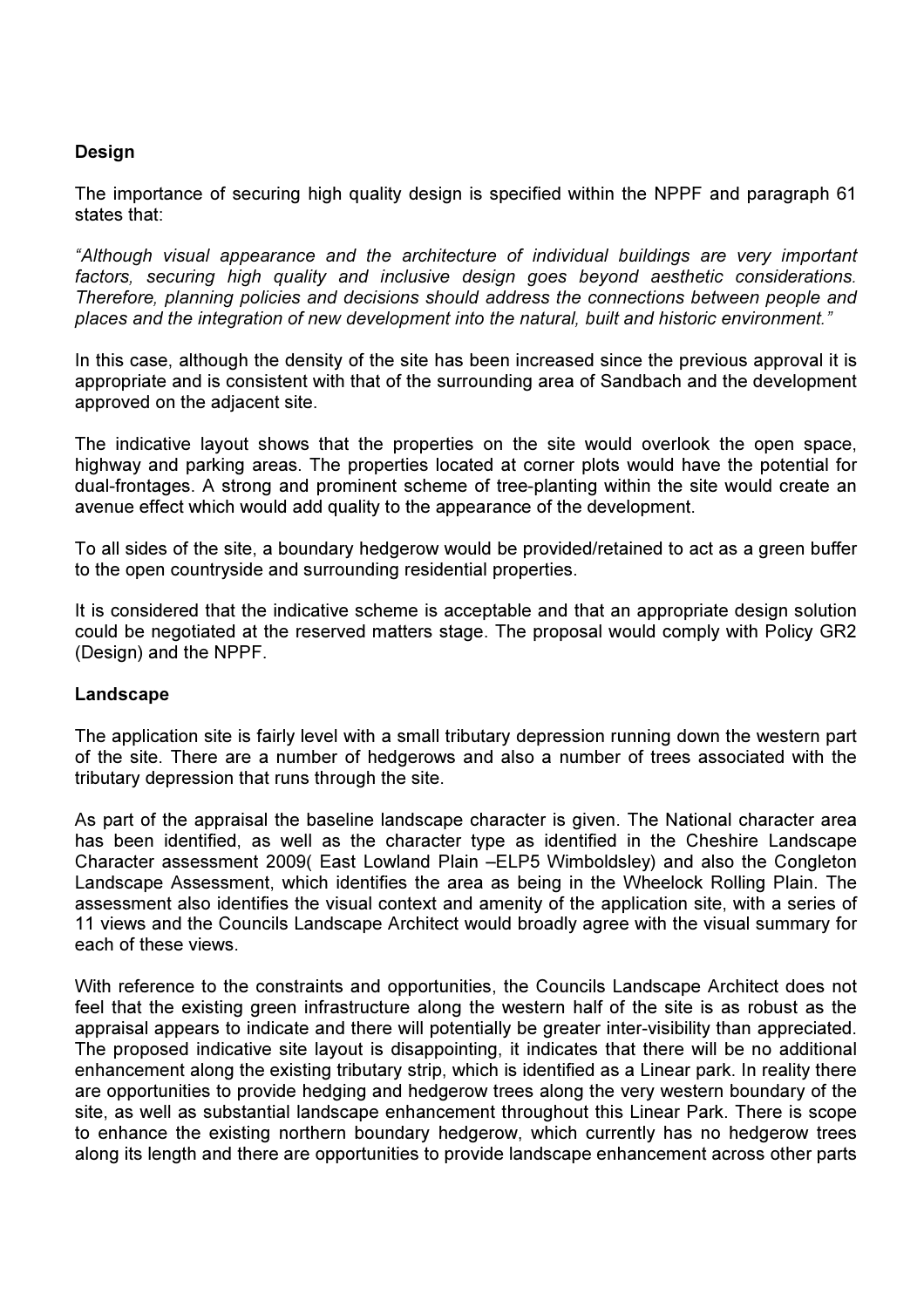**Design**

The importance of securing high quality design is specified within the NPPF and paragraph 61 states that:

*"Although visual appearance and the architecture of individual buildings are very important factors, securing high quality and inclusive design goes beyond aesthetic considerations. Therefore, planning policies and decisions should address the connections between people and places and the integration of new development into the natural, built and historic environment."*

In this case, although the density of the site has been increased since the previous approval it is appropriate and is consistent with that of the surrounding area of Sandbach and the development approved on the adjacent site.

The indicative layout shows that the properties on the site would overlook the open space, highway and parking areas. The properties located at corner plots would have the potential for dual-frontages. A strong and prominent scheme of tree-planting within the site would create an avenue effect which would add quality to the appearance of the development.

To all sides of the site, a boundary hedgerow would be provided/retained to act as a green buffer to the open countryside and surrounding residential properties.

It is considered that the indicative scheme is acceptable and that an appropriate design solution could be negotiated at the reserved matters stage. The proposal would comply with Policy GR2 (Design) and the NPPF.

**Landscape**

The application site is fairly level with a small tributary depression running down the western part of the site. There are a number of hedgerows and also a number of trees associated with the tributary depression that runs through the site.

As part of the appraisal the baseline landscape character is given. The National character area has been identified, as well as the character type as identified in the Cheshire Landscape Character assessment 2009( East Lowland Plain –ELP5 Wimboldsley) and also the Congleton Landscape Assessment, which identifies the area as being in the Wheelock Rolling Plain. The assessment also identifies the visual context and amenity of the application site, with a series of 11 views and the Councils Landscape Architect would broadly agree with the visual summary for each of these views.

With reference to the constraints and opportunities, the Councils Landscape Architect does not feel that the existing green infrastructure along the western half of the site is as robust as the appraisal appears to indicate and there will potentially be greater inter-visibility than appreciated. The proposed indicative site layout is disappointing, it indicates that there will be no additional enhancement along the existing tributary strip, which is identified as a Linear park. In reality there are opportunities to provide hedging and hedgerow trees along the very western boundary of the site, as well as substantial landscape enhancement throughout this Linear Park. There is scope to enhance the existing northern boundary hedgerow, which currently has no hedgerow trees along its length and there are opportunities to provide landscape enhancement across other parts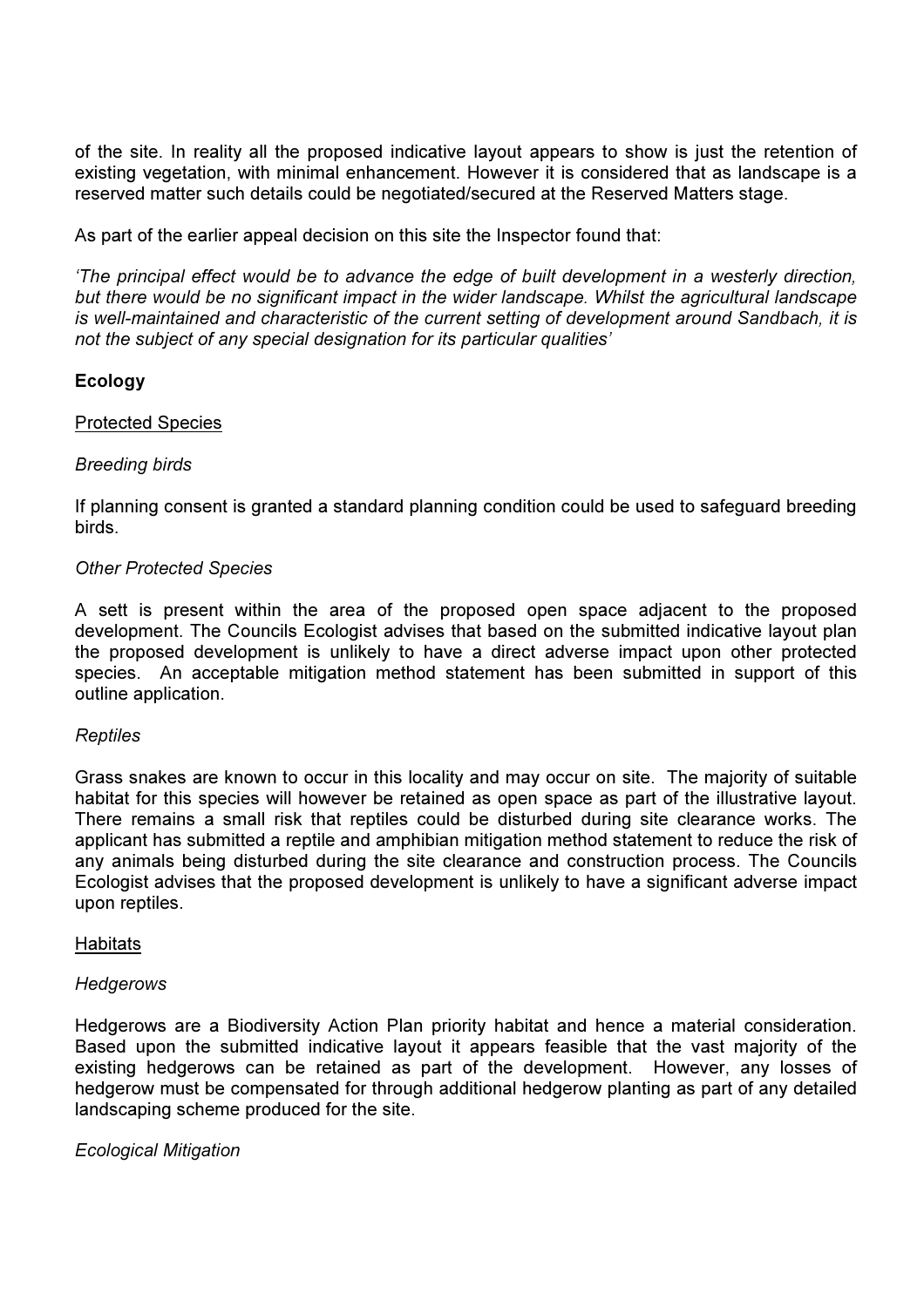of the site. In reality all the proposed indicative layout appears to show is just the retention of existing vegetation, with minimal enhancement. However it is considered that as landscape is a reserved matter such details could be negotiated/secured at the Reserved Matters stage.

As part of the earlier appeal decision on this site the Inspector found that:

*'The principal effect would be to advance the edge of built development in a westerly direction, but there would be no significant impact in the wider landscape. Whilst the agricultural landscape is well-maintained and characteristic of the current setting of development around Sandbach, it is not the subject of any special designation for its particular qualities'*

**Ecology**

Protected Species

*Breeding birds*

If planning consent is granted a standard planning condition could be used to safeguard breeding birds.

*Other Protected Species*

A sett is present within the area of the proposed open space adjacent to the proposed development. The Councils Ecologist advises that based on the submitted indicative layout plan the proposed development is unlikely to have a direct adverse impact upon other protected species. An acceptable mitigation method statement has been submitted in support of this outline application.

*Reptiles*

Grass snakes are known to occur in this locality and may occur on site. The majority of suitable habitat for this species will however be retained as open space as part of the illustrative layout. There remains a small risk that reptiles could be disturbed during site clearance works. The applicant has submitted a reptile and amphibian mitigation method statement to reduce the risk of any animals being disturbed during the site clearance and construction process. The Councils Ecologist advises that the proposed development is unlikely to have a significant adverse impact upon reptiles.

Habitats

*Hedgerows*

Hedgerows are a Biodiversity Action Plan priority habitat and hence a material consideration. Based upon the submitted indicative layout it appears feasible that the vast majority of the existing hedgerows can be retained as part of the development. However, any losses of hedgerow must be compensated for through additional hedgerow planting as part of any detailed landscaping scheme produced for the site.

*Ecological Mitigation*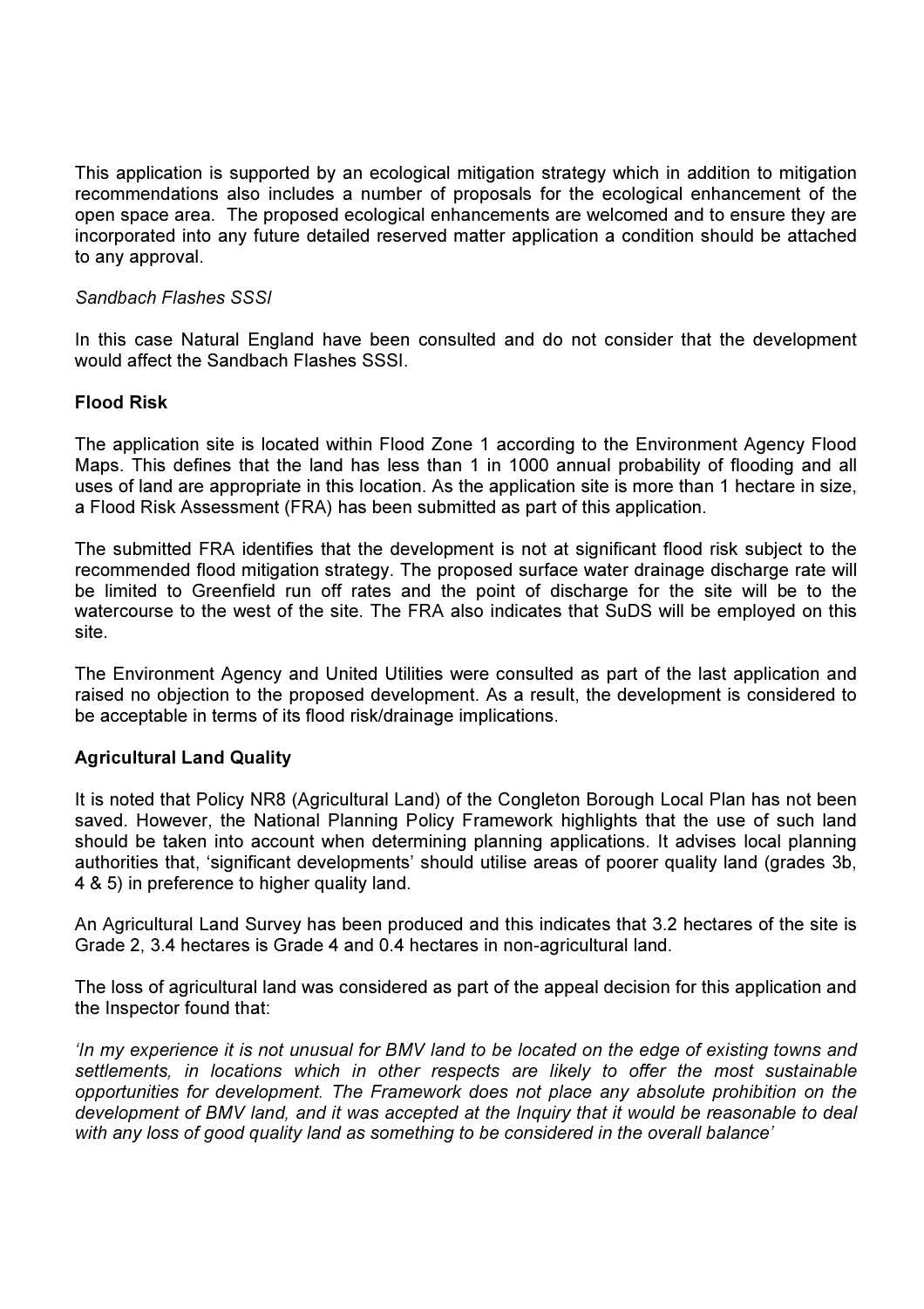This application is supported by an ecological mitigation strategy which in addition to mitigation recommendations also includes a number of proposals for the ecological enhancement of the open space area. The proposed ecological enhancements are welcomed and to ensure they are incorporated into any future detailed reserved matter application a condition should be attached to any approval.

*Sandbach Flashes SSSI*

In this case Natural England have been consulted and do not consider that the development would affect the Sandbach Flashes SSSI.

**Flood Risk**

The application site is located within Flood Zone 1 according to the Environment Agency Flood Maps. This defines that the land has less than 1 in 1000 annual probability of flooding and all uses of land are appropriate in this location. As the application site is more than 1 hectare in size, a Flood Risk Assessment (FRA) has been submitted as part of this application.

The submitted FRA identifies that the development is not at significant flood risk subject to the recommended flood mitigation strategy. The proposed surface water drainage discharge rate will be limited to Greenfield run off rates and the point of discharge for the site will be to the watercourse to the west of the site. The FRA also indicates that SuDS will be employed on this site.

The Environment Agency and United Utilities were consulted as part of the last application and raised no objection to the proposed development. As a result, the development is considered to be acceptable in terms of its flood risk/drainage implications.

**Agricultural Land Quality**

It is noted that Policy NR8 (Agricultural Land) of the Congleton Borough Local Plan has not been saved. However, the National Planning Policy Framework highlights that the use of such land should be taken into account when determining planning applications. It advises local planning authorities that, 'significant developments' should utilise areas of poorer quality land (grades 3b, 4 & 5) in preference to higher quality land.

An Agricultural Land Survey has been produced and this indicates that 3.2 hectares of the site is Grade 2, 3.4 hectares is Grade 4 and 0.4 hectares in non-agricultural land.

The loss of agricultural land was considered as part of the appeal decision for this application and the Inspector found that:

*'In my experience it is not unusual for BMV land to be located on the edge of existing towns and settlements, in locations which in other respects are likely to offer the most sustainable opportunities for development. The Framework does not place any absolute prohibition on the development of BMV land, and it was accepted at the Inquiry that it would be reasonable to deal with any loss of good quality land as something to be considered in the overall balance'*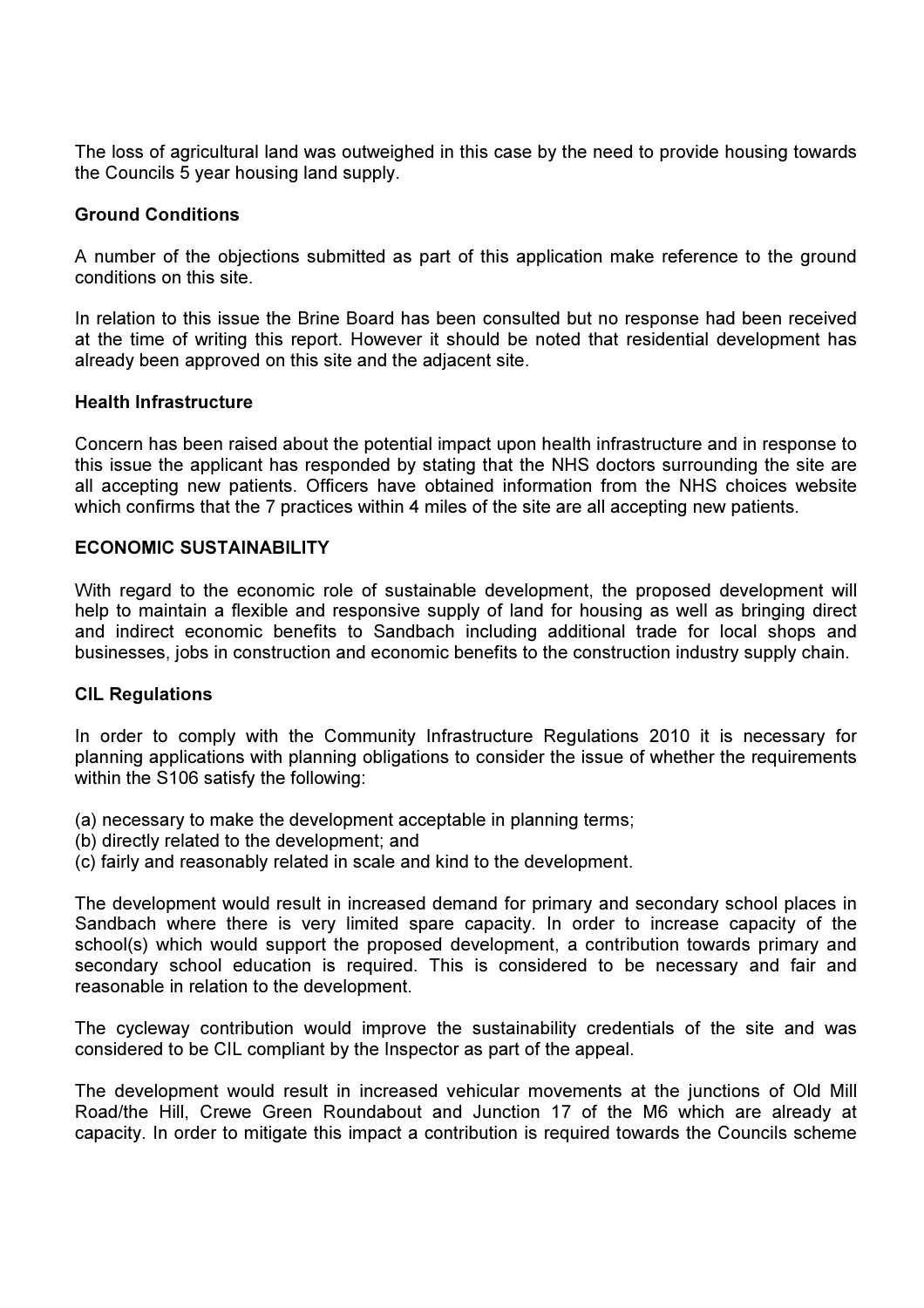The loss of agricultural land was outweighed in this case by the need to provide housing towards the Councils 5 year housing land supply.

**Ground Conditions**

A number of the objections submitted as part of this application make reference to the ground conditions on this site.

In relation to this issue the Brine Board has been consulted but no response had been received at the time of writing this report. However it should be noted that residential development has already been approved on this site and the adjacent site.

**Health Infrastructure**

Concern has been raised about the potential impact upon health infrastructure and in response to this issue the applicant has responded by stating that the NHS doctors surrounding the site are all accepting new patients. Officers have obtained information from the NHS choices website which confirms that the 7 practices within 4 miles of the site are all accepting new patients.

**ECONOMIC SUSTAINABILITY**

With regard to the economic role of sustainable development, the proposed development will help to maintain a flexible and responsive supply of land for housing as well as bringing direct and indirect economic benefits to Sandbach including additional trade for local shops and businesses, jobs in construction and economic benefits to the construction industry supply chain.

**CIL Regulations**

In order to comply with the Community Infrastructure Regulations 2010 it is necessary for planning applications with planning obligations to consider the issue of whether the requirements within the S106 satisfy the following:

(a) necessary to make the development acceptable in planning terms;
(b) directly related to the development; and
(c) fairly and reasonably related in scale and kind to the development.

The development would result in increased demand for primary and secondary school places in Sandbach where there is very limited spare capacity. In order to increase capacity of the school(s) which would support the proposed development, a contribution towards primary and secondary school education is required. This is considered to be necessary and fair and reasonable in relation to the development.

The cycleway contribution would improve the sustainability credentials of the site and was considered to be CIL compliant by the Inspector as part of the appeal.

The development would result in increased vehicular movements at the junctions of Old Mill Road/the Hill, Crewe Green Roundabout and Junction 17 of the M6 which are already at capacity. In order to mitigate this impact a contribution is required towards the Councils scheme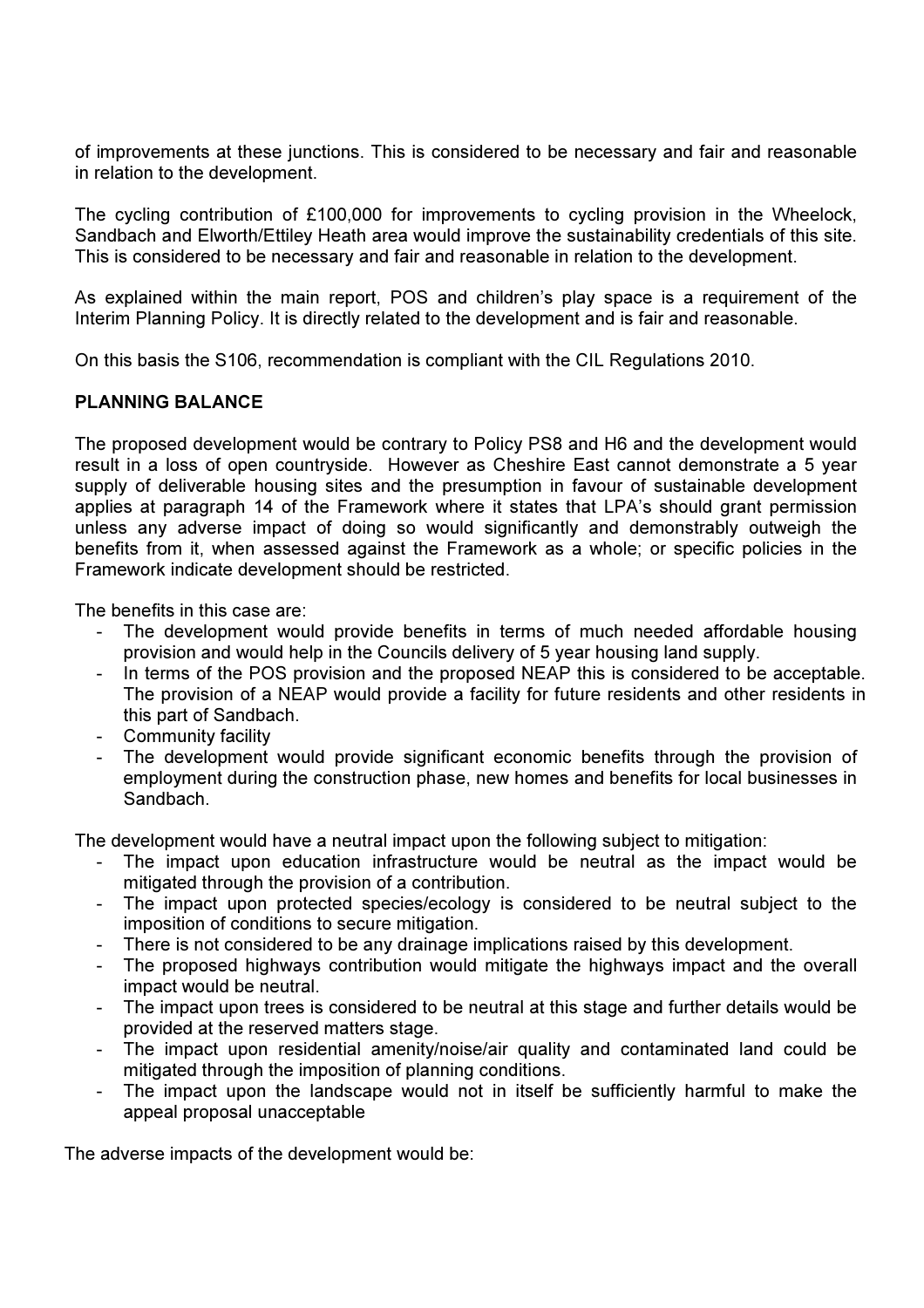of improvements at these junctions. This is considered to be necessary and fair and reasonable in relation to the development.

The cycling contribution of £100,000 for improvements to cycling provision in the Wheelock, Sandbach and Elworth/Ettiley Heath area would improve the sustainability credentials of this site. This is considered to be necessary and fair and reasonable in relation to the development.

As explained within the main report, POS and children's play space is a requirement of the Interim Planning Policy. It is directly related to the development and is fair and reasonable.

On this basis the S106, recommendation is compliant with the CIL Regulations 2010.

**PLANNING BALANCE**

The proposed development would be contrary to Policy PS8 and H6 and the development would result in a loss of open countryside. However as Cheshire East cannot demonstrate a 5 year supply of deliverable housing sites and the presumption in favour of sustainable development applies at paragraph 14 of the Framework where it states that LPA's should grant permission unless any adverse impact of doing so would significantly and demonstrably outweigh the benefits from it, when assessed against the Framework as a whole; or specific policies in the Framework indicate development should be restricted.

The benefits in this case are:

- The development would provide benefits in terms of much needed affordable housing provision and would help in the Councils delivery of 5 year housing land supply.
- In terms of the POS provision and the proposed NEAP this is considered to be acceptable. The provision of a NEAP would provide a facility for future residents and other residents in this part of Sandbach.
- Community facility
- The development would provide significant economic benefits through the provision of employment during the construction phase, new homes and benefits for local businesses in Sandbach.

The development would have a neutral impact upon the following subject to mitigation:

- The impact upon education infrastructure would be neutral as the impact would be mitigated through the provision of a contribution.
- The impact upon protected species/ecology is considered to be neutral subject to the imposition of conditions to secure mitigation.
- There is not considered to be any drainage implications raised by this development.
- The proposed highways contribution would mitigate the highways impact and the overall impact would be neutral.
- The impact upon trees is considered to be neutral at this stage and further details would be provided at the reserved matters stage.
- The impact upon residential amenity/noise/air quality and contaminated land could be mitigated through the imposition of planning conditions.
- The impact upon the landscape would not in itself be sufficiently harmful to make the appeal proposal unacceptable

The adverse impacts of the development would be: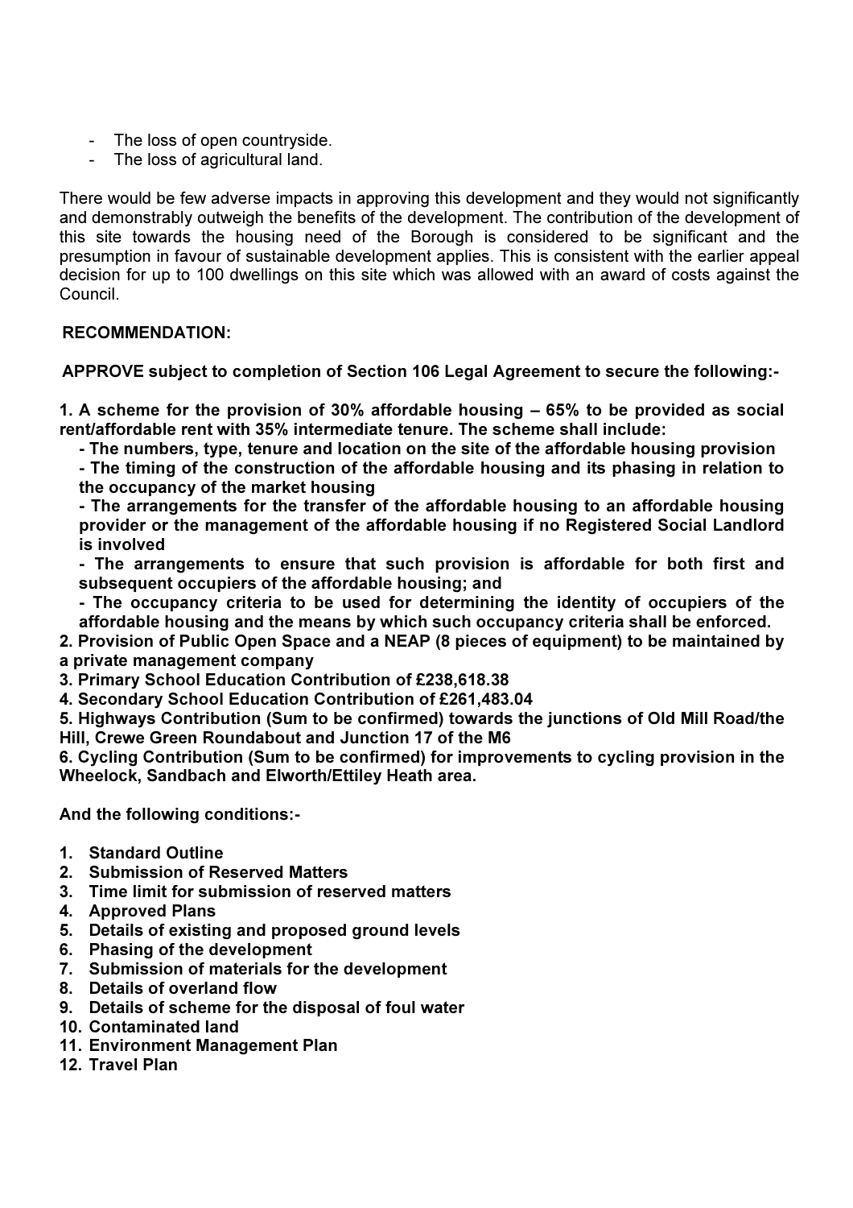- The loss of open countryside.
- The loss of agricultural land.

There would be few adverse impacts in approving this development and they would not significantly and demonstrably outweigh the benefits of the development. The contribution of the development of this site towards the housing need of the Borough is considered to be significant and the presumption in favour of sustainable development applies. This is consistent with the earlier appeal decision for up to 100 dwellings on this site which was allowed with an award of costs against the Council.

**RECOMMENDATION:**

**APPROVE subject to completion of Section 106 Legal Agreement to secure the following:-**

**1. A scheme for the provision of 30% affordable housing – 65% to be provided as social rent/affordable rent with 35% intermediate tenure. The scheme shall include:**
- **The numbers, type, tenure and location on the site of the affordable housing provision**
- **The timing of the construction of the affordable housing and its phasing in relation to the occupancy of the market housing**
- **The arrangements for the transfer of the affordable housing to an affordable housing provider or the management of the affordable housing if no Registered Social Landlord is involved**
- **The arrangements to ensure that such provision is affordable for both first and subsequent occupiers of the affordable housing; and**
- **The occupancy criteria to be used for determining the identity of occupiers of the affordable housing and the means by which such occupancy criteria shall be enforced.**

**2. Provision of Public Open Space and a NEAP (8 pieces of equipment) to be maintained by a private management company**
**3. Primary School Education Contribution of £238,618.38**
**4. Secondary School Education Contribution of £261,483.04**
**5. Highways Contribution (Sum to be confirmed) towards the junctions of Old Mill Road/the Hill, Crewe Green Roundabout and Junction 17 of the M6**
**6. Cycling Contribution (Sum to be confirmed) for improvements to cycling provision in the Wheelock, Sandbach and Elworth/Ettiley Heath area.**

**And the following conditions:-**

1. **Standard Outline**
2. **Submission of Reserved Matters**
3. **Time limit for submission of reserved matters**
4. **Approved Plans**
5. **Details of existing and proposed ground levels**
6. **Phasing of the development**
7. **Submission of materials for the development**
8. **Details of overland flow**
9. **Details of scheme for the disposal of foul water**
10. **Contaminated land**
11. **Environment Management Plan**
12. **Travel Plan**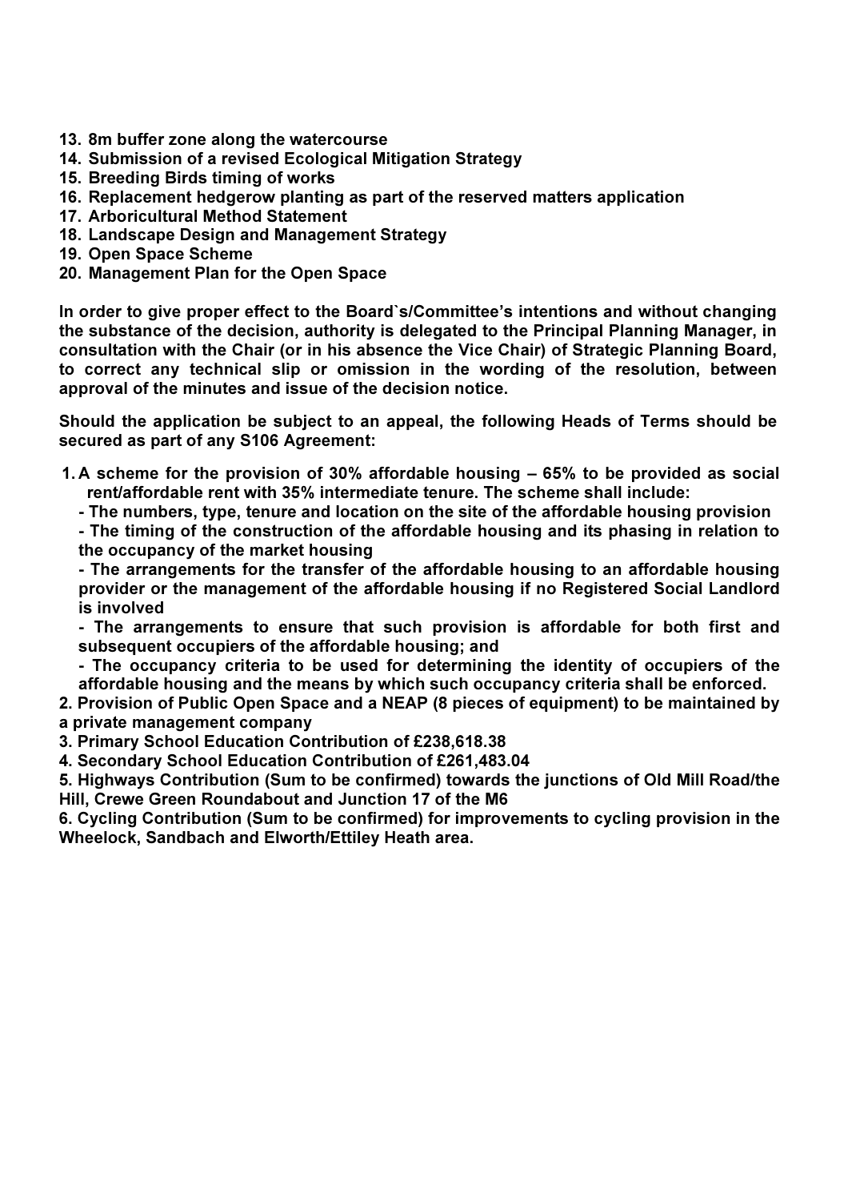**13. 8m buffer zone along the watercourse**
**14. Submission of a revised Ecological Mitigation Strategy**
**15. Breeding Birds timing of works**
**16. Replacement hedgerow planting as part of the reserved matters application**
**17. Arboricultural Method Statement**
**18. Landscape Design and Management Strategy**
**19. Open Space Scheme**
**20. Management Plan for the Open Space**

**In order to give proper effect to the Board`s/Committee's intentions and without changing the substance of the decision, authority is delegated to the Principal Planning Manager, in consultation with the Chair (or in his absence the Vice Chair) of Strategic Planning Board, to correct any technical slip or omission in the wording of the resolution, between approval of the minutes and issue of the decision notice.**

**Should the application be subject to an appeal, the following Heads of Terms should be secured as part of any S106 Agreement:**

**1. A scheme for the provision of 30% affordable housing – 65% to be provided as social rent/affordable rent with 35% intermediate tenure. The scheme shall include:**
**- The numbers, type, tenure and location on the site of the affordable housing provision**
**- The timing of the construction of the affordable housing and its phasing in relation to the occupancy of the market housing**
**- The arrangements for the transfer of the affordable housing to an affordable housing provider or the management of the affordable housing if no Registered Social Landlord is involved**
**- The arrangements to ensure that such provision is affordable for both first and subsequent occupiers of the affordable housing; and**
**- The occupancy criteria to be used for determining the identity of occupiers of the affordable housing and the means by which such occupancy criteria shall be enforced.**

**2. Provision of Public Open Space and a NEAP (8 pieces of equipment) to be maintained by a private management company**
**3. Primary School Education Contribution of £238,618.38**
**4. Secondary School Education Contribution of £261,483.04**
**5. Highways Contribution (Sum to be confirmed) towards the junctions of Old Mill Road/the Hill, Crewe Green Roundabout and Junction 17 of the M6**
**6. Cycling Contribution (Sum to be confirmed) for improvements to cycling provision in the Wheelock, Sandbach and Elworth/Ettiley Heath area.**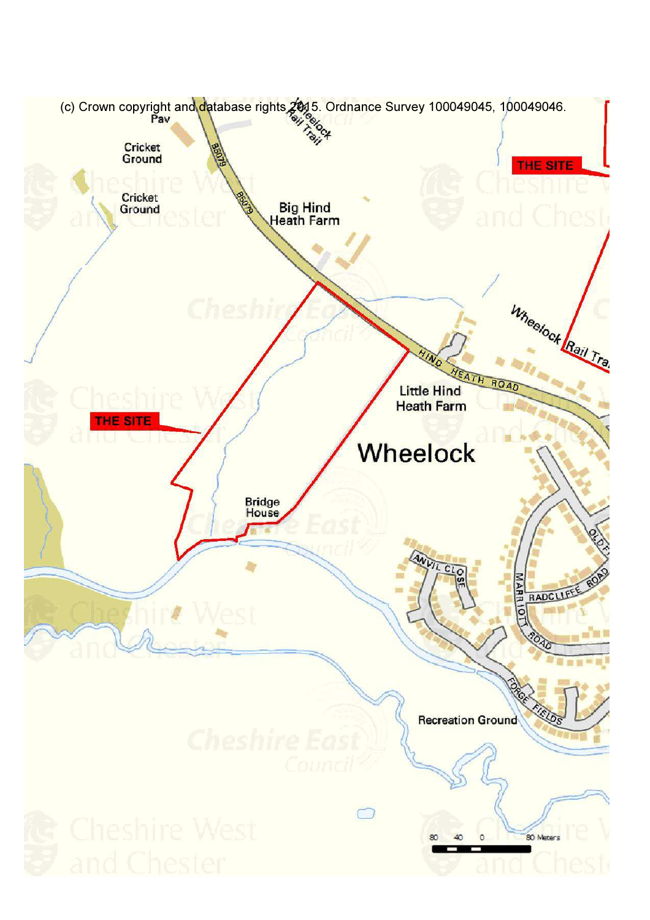(c) Crown copyright and database rights 2015. Ordnance Survey 100049045, 100049046.

THE SITE

THE SITE

Wheelock

Pav
Cricket Ground
Cricket Ground
Wheelock Rail Trail
B5079
B5079
Big Hind Heath Farm
Wheelock Rail Trail
HIND HEATH ROAD
Little Hind Heath Farm
Bridge House
ANVIL CLOSE
MARRIOTT ROAD
RADCLIFFE ROAD
OLD F
FORGE FIELDS
Recreation Ground

80 40 0 80 Meters